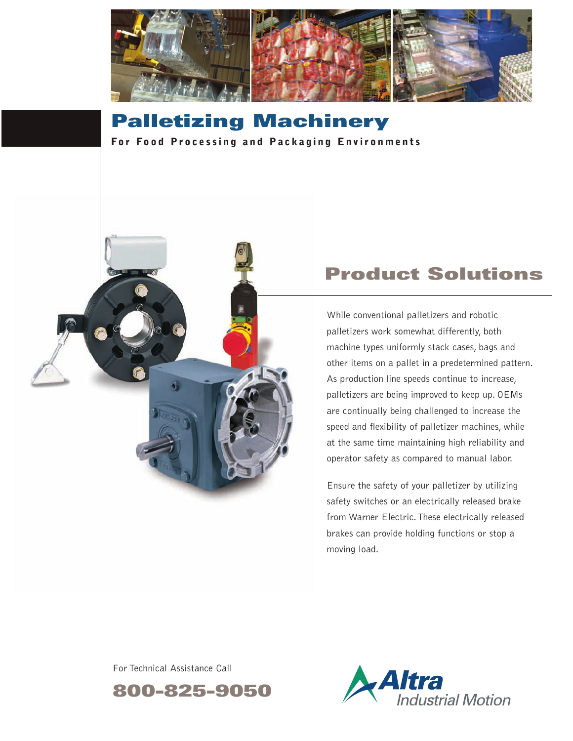# Palletizing Machinery

**For Food Processing and Packaging Environments**

## Product Solutions

While conventional palletizers and robotic palletizers work somewhat differently, both machine types uniformly stack cases, bags and other items on a pallet in a predetermined pattern. As production line speeds continue to increase, palletizers are being improved to keep up. OEMs are continually being challenged to increase the speed and flexibility of palletizer machines, while at the same time maintaining high reliability and operator safety as compared to manual labor.

Ensure the safety of your palletizer by utilizing safety switches or an electrically released brake from Warner Electric. These electrically released brakes can provide holding functions or stop a moving load.

For Technical Assistance Call

**800-825-9050**

Altra Industrial Motion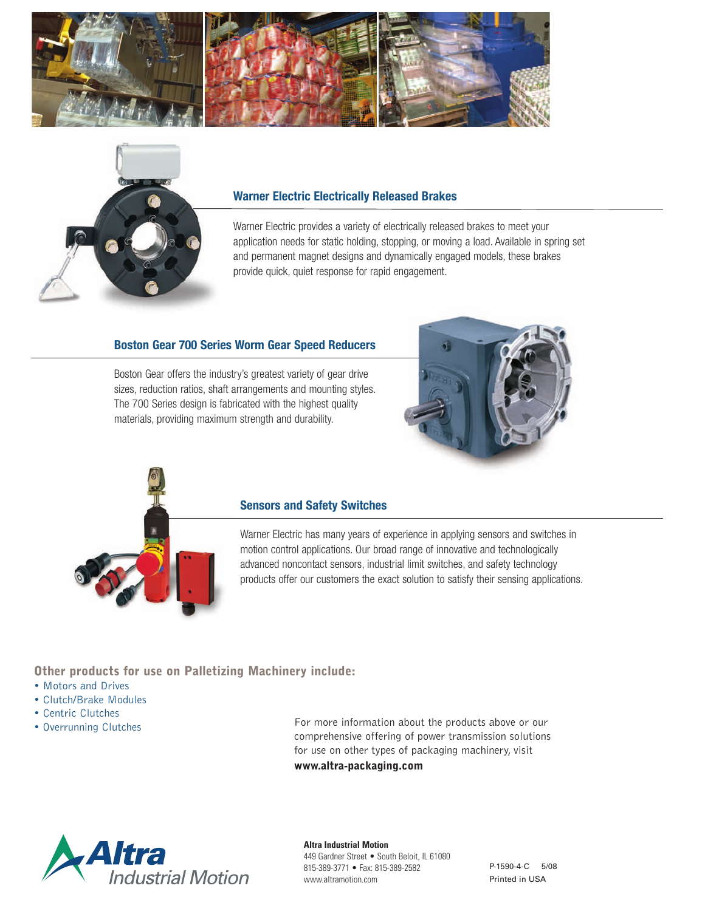## Warner Electric Electrically Released Brakes

Warner Electric provides a variety of electrically released brakes to meet your application needs for static holding, stopping, or moving a load. Available in spring set and permanent magnet designs and dynamically engaged models, these brakes provide quick, quiet response for rapid engagement.

## Boston Gear 700 Series Worm Gear Speed Reducers

Boston Gear offers the industry's greatest variety of gear drive sizes, reduction ratios, shaft arrangements and mounting styles. The 700 Series design is fabricated with the highest quality materials, providing maximum strength and durability.

## Sensors and Safety Switches

Warner Electric has many years of experience in applying sensors and switches in motion control applications. Our broad range of innovative and technologically advanced noncontact sensors, industrial limit switches, and safety technology products offer our customers the exact solution to satisfy their sensing applications.

### Other products for use on Palletizing Machinery include:

- Motors and Drives
- Clutch/Brake Modules
- Centric Clutches
- Overrunning Clutches

For more information about the products above or our comprehensive offering of power transmission solutions for use on other types of packaging machinery, visit **www.altra-packaging.com**

Altra Industrial Motion

**Altra Industrial Motion**
449 Gardner Street • South Beloit, IL 61080
815-389-3771 • Fax: 815-389-2582
www.altramotion.com

P-1590-4-C 5/08
Printed in USA